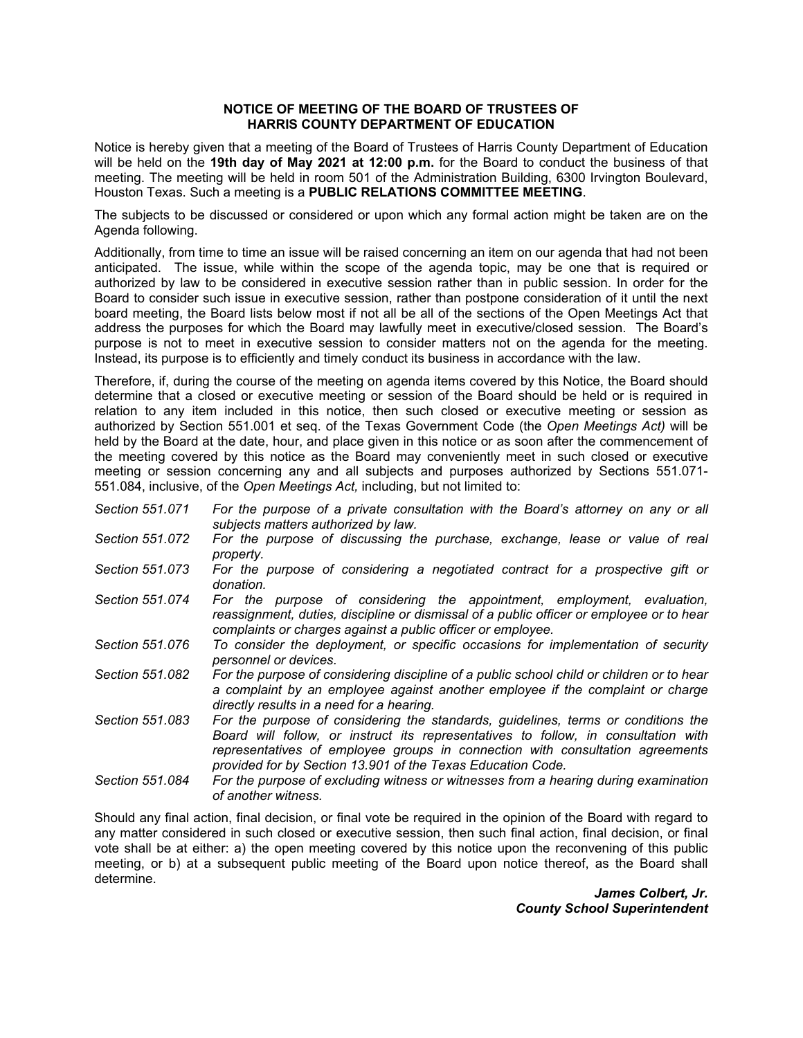**NOTICE OF MEETING OF THE BOARD OF TRUSTEES OF HARRIS COUNTY DEPARTMENT OF EDUCATION**

Notice is hereby given that a meeting of the Board of Trustees of Harris County Department of Education will be held on the **19th day of May 2021 at 12:00 p.m.** for the Board to conduct the business of that meeting. The meeting will be held in room 501 of the Administration Building, 6300 Irvington Boulevard, Houston Texas. Such a meeting is a **PUBLIC RELATIONS COMMITTEE MEETING**.

The subjects to be discussed or considered or upon which any formal action might be taken are on the Agenda following.

Additionally, from time to time an issue will be raised concerning an item on our agenda that had not been anticipated. The issue, while within the scope of the agenda topic, may be one that is required or authorized by law to be considered in executive session rather than in public session. In order for the Board to consider such issue in executive session, rather than postpone consideration of it until the next board meeting, the Board lists below most if not all be all of the sections of the Open Meetings Act that address the purposes for which the Board may lawfully meet in executive/closed session. The Board's purpose is not to meet in executive session to consider matters not on the agenda for the meeting. Instead, its purpose is to efficiently and timely conduct its business in accordance with the law.

Therefore, if, during the course of the meeting on agenda items covered by this Notice, the Board should determine that a closed or executive meeting or session of the Board should be held or is required in relation to any item included in this notice, then such closed or executive meeting or session as authorized by Section 551.001 et seq. of the Texas Government Code (the *Open Meetings Act)* will be held by the Board at the date, hour, and place given in this notice or as soon after the commencement of the meeting covered by this notice as the Board may conveniently meet in such closed or executive meeting or session concerning any and all subjects and purposes authorized by Sections 551.071-551.084, inclusive, of the *Open Meetings Act,* including, but not limited to:

*Section 551.071* — *For the purpose of a private consultation with the Board's attorney on any or all subjects matters authorized by law.*

*Section 551.072* — *For the purpose of discussing the purchase, exchange, lease or value of real property.*

*Section 551.073* — *For the purpose of considering a negotiated contract for a prospective gift or donation.*

*Section 551.074* — *For the purpose of considering the appointment, employment, evaluation, reassignment, duties, discipline or dismissal of a public officer or employee or to hear complaints or charges against a public officer or employee.*

*Section 551.076* — *To consider the deployment, or specific occasions for implementation of security personnel or devices.*

*Section 551.082* — *For the purpose of considering discipline of a public school child or children or to hear a complaint by an employee against another employee if the complaint or charge directly results in a need for a hearing.*

*Section 551.083* — *For the purpose of considering the standards, guidelines, terms or conditions the Board will follow, or instruct its representatives to follow, in consultation with representatives of employee groups in connection with consultation agreements provided for by Section 13.901 of the Texas Education Code.*

*Section 551.084* — *For the purpose of excluding witness or witnesses from a hearing during examination of another witness.*

Should any final action, final decision, or final vote be required in the opinion of the Board with regard to any matter considered in such closed or executive session, then such final action, final decision, or final vote shall be at either: a) the open meeting covered by this notice upon the reconvening of this public meeting, or b) at a subsequent public meeting of the Board upon notice thereof, as the Board shall determine.

***James Colbert, Jr.***
***County School Superintendent***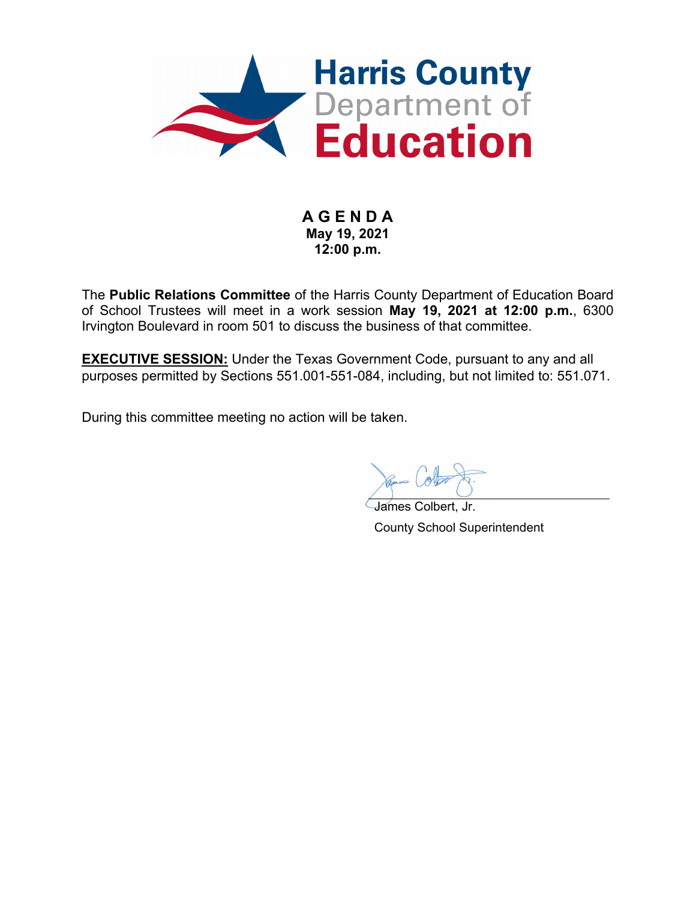Harris County Department of Education

**A G E N D A**
**May 19, 2021**
**12:00 p.m.**

The **Public Relations Committee** of the Harris County Department of Education Board of School Trustees will meet in a work session **May 19, 2021 at 12:00 p.m.**, 6300 Irvington Boulevard in room 501 to discuss the business of that committee.

**EXECUTIVE SESSION:** Under the Texas Government Code, pursuant to any and all purposes permitted by Sections 551.001-551-084, including, but not limited to: 551.071.

During this committee meeting no action will be taken.

James Colbert, Jr.
County School Superintendent